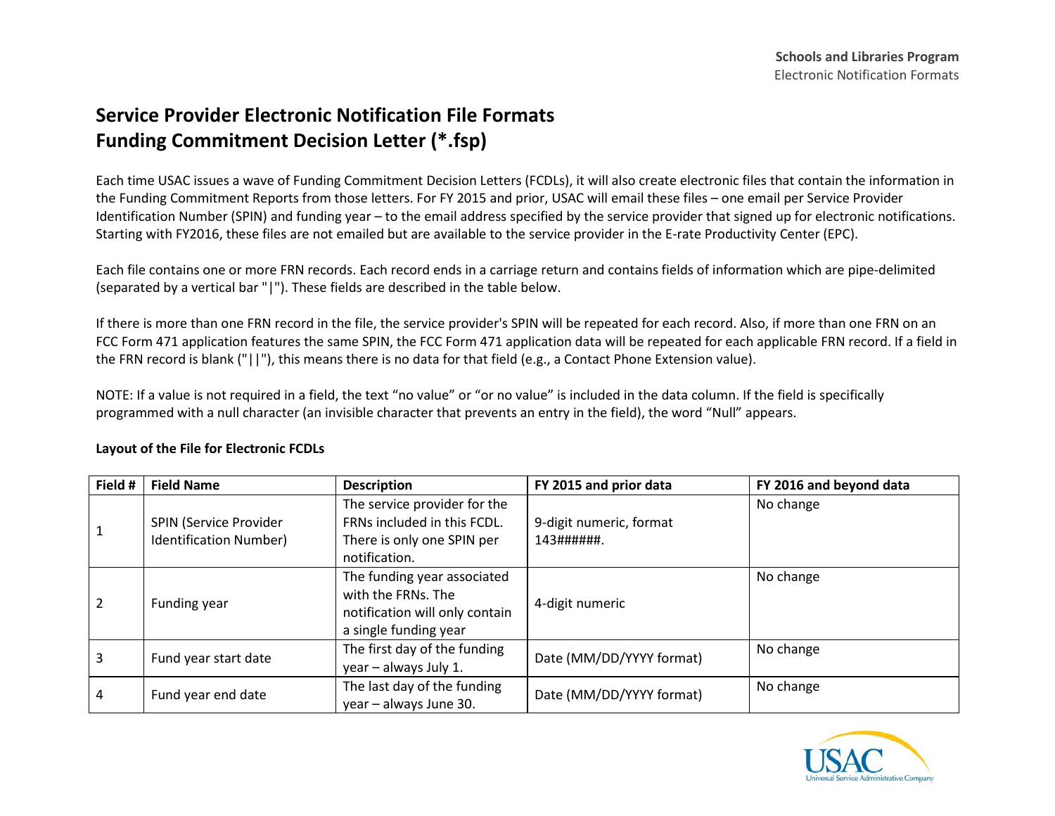# Service Provider Electronic Notification File Formats
# Funding Commitment Decision Letter (*.fsp)

Each time USAC issues a wave of Funding Commitment Decision Letters (FCDLs), it will also create electronic files that contain the information in the Funding Commitment Reports from those letters. For FY 2015 and prior, USAC will email these files – one email per Service Provider Identification Number (SPIN) and funding year – to the email address specified by the service provider that signed up for electronic notifications. Starting with FY2016, these files are not emailed but are available to the service provider in the E-rate Productivity Center (EPC).

Each file contains one or more FRN records. Each record ends in a carriage return and contains fields of information which are pipe-delimited (separated by a vertical bar "|"). These fields are described in the table below.

If there is more than one FRN record in the file, the service provider's SPIN will be repeated for each record. Also, if more than one FRN on an FCC Form 471 application features the same SPIN, the FCC Form 471 application data will be repeated for each applicable FRN record. If a field in the FRN record is blank ("||"), this means there is no data for that field (e.g., a Contact Phone Extension value).

NOTE: If a value is not required in a field, the text "no value" or "or no value" is included in the data column. If the field is specifically programmed with a null character (an invisible character that prevents an entry in the field), the word "Null" appears.

**Layout of the File for Electronic FCDLs**

| Field # | Field Name | Description | FY 2015 and prior data | FY 2016 and beyond data |
|---|---|---|---|---|
| 1 | SPIN (Service Provider Identification Number) | The service provider for the FRNs included in this FCDL. There is only one SPIN per notification. | 9-digit numeric, format 143######. | No change |
| 2 | Funding year | The funding year associated with the FRNs. The notification will only contain a single funding year | 4-digit numeric | No change |
| 3 | Fund year start date | The first day of the funding year – always July 1. | Date (MM/DD/YYYY format) | No change |
| 4 | Fund year end date | The last day of the funding year – always June 30. | Date (MM/DD/YYYY format) | No change |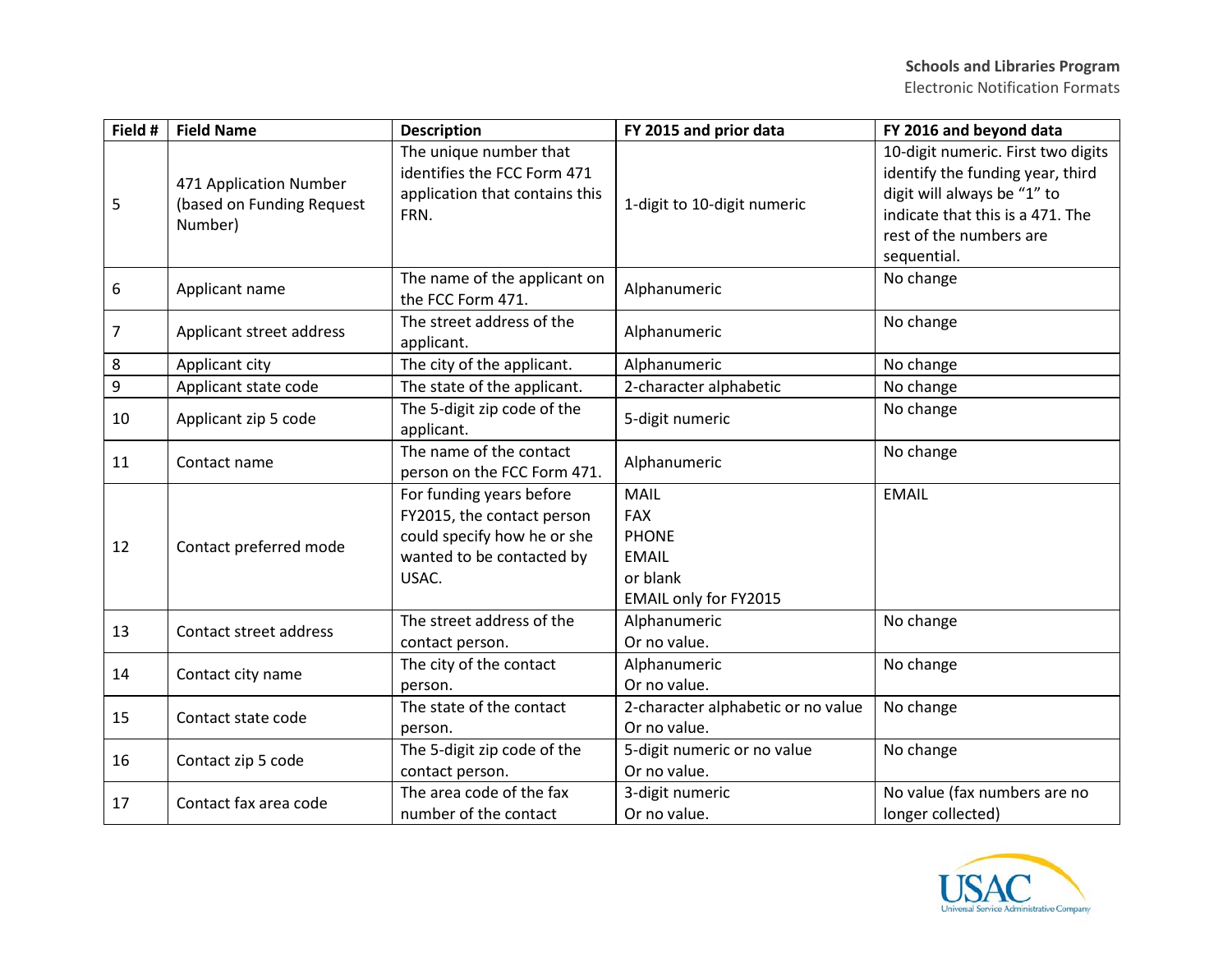| Field # | Field Name | Description | FY 2015 and prior data | FY 2016 and beyond data |
|---|---|---|---|---|
| 5 | 471 Application Number (based on Funding Request Number) | The unique number that identifies the FCC Form 471 application that contains this FRN. | 1-digit to 10-digit numeric | 10-digit numeric. First two digits identify the funding year, third digit will always be "1" to indicate that this is a 471. The rest of the numbers are sequential. |
| 6 | Applicant name | The name of the applicant on the FCC Form 471. | Alphanumeric | No change |
| 7 | Applicant street address | The street address of the applicant. | Alphanumeric | No change |
| 8 | Applicant city | The city of the applicant. | Alphanumeric | No change |
| 9 | Applicant state code | The state of the applicant. | 2-character alphabetic | No change |
| 10 | Applicant zip 5 code | The 5-digit zip code of the applicant. | 5-digit numeric | No change |
| 11 | Contact name | The name of the contact person on the FCC Form 471. | Alphanumeric | No change |
| 12 | Contact preferred mode | For funding years before FY2015, the contact person could specify how he or she wanted to be contacted by USAC. | MAIL<br>FAX<br>PHONE<br>EMAIL<br>or blank<br>EMAIL only for FY2015 | EMAIL |
| 13 | Contact street address | The street address of the contact person. | Alphanumeric<br>Or no value. | No change |
| 14 | Contact city name | The city of the contact person. | Alphanumeric<br>Or no value. | No change |
| 15 | Contact state code | The state of the contact person. | 2-character alphabetic or no value<br>Or no value. | No change |
| 16 | Contact zip 5 code | The 5-digit zip code of the contact person. | 5-digit numeric or no value<br>Or no value. | No change |
| 17 | Contact fax area code | The area code of the fax number of the contact | 3-digit numeric<br>Or no value. | No value (fax numbers are no longer collected) |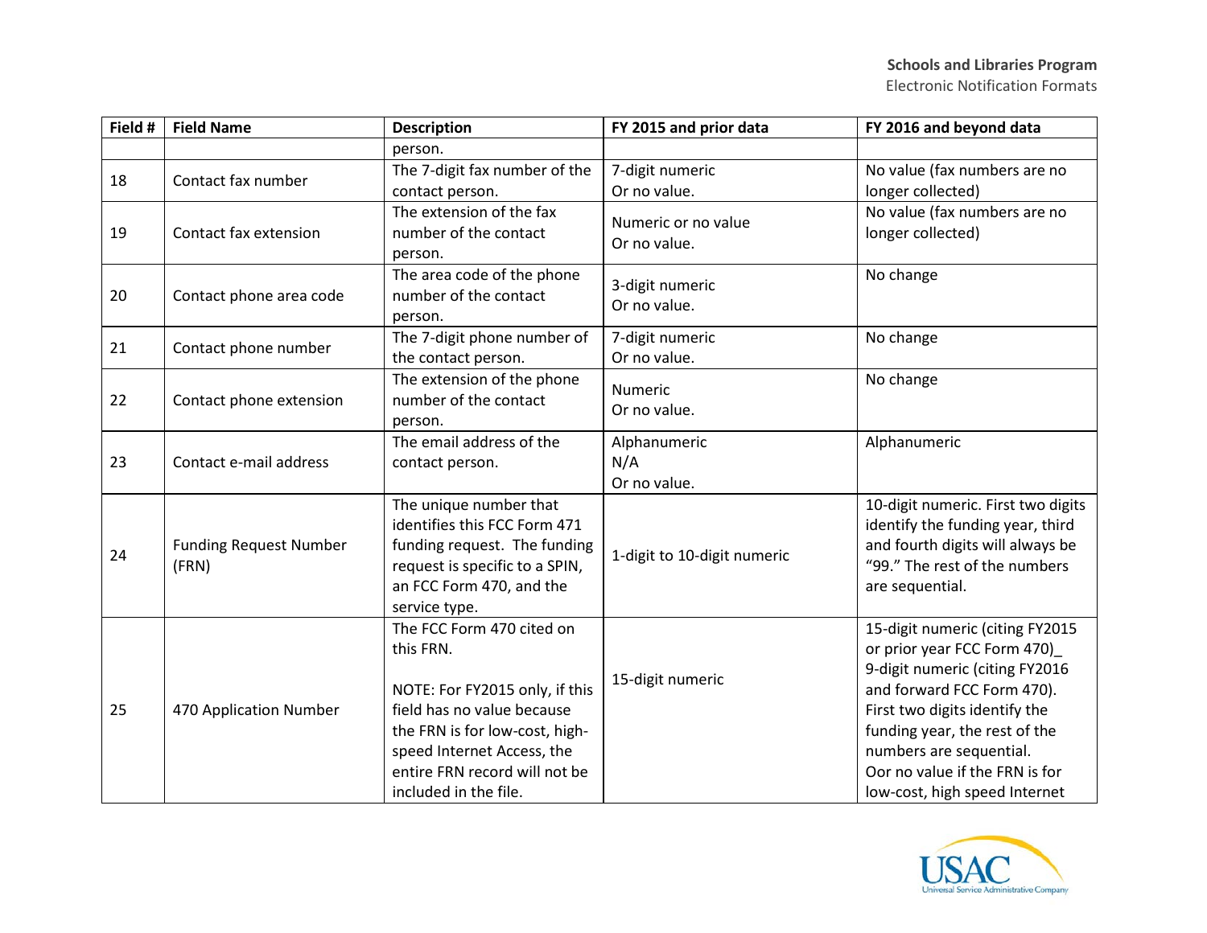| Field # | Field Name | Description | FY 2015 and prior data | FY 2016 and beyond data |
|---|---|---|---|---|
| | | person. | | |
| 18 | Contact fax number | The 7-digit fax number of the contact person. | 7-digit numeric<br>Or no value. | No value (fax numbers are no longer collected) |
| 19 | Contact fax extension | The extension of the fax number of the contact person. | Numeric or no value<br>Or no value. | No value (fax numbers are no longer collected) |
| 20 | Contact phone area code | The area code of the phone number of the contact person. | 3-digit numeric<br>Or no value. | No change |
| 21 | Contact phone number | The 7-digit phone number of the contact person. | 7-digit numeric<br>Or no value. | No change |
| 22 | Contact phone extension | The extension of the phone number of the contact person. | Numeric<br>Or no value. | No change |
| 23 | Contact e-mail address | The email address of the contact person. | Alphanumeric<br>N/A<br>Or no value. | Alphanumeric |
| 24 | Funding Request Number (FRN) | The unique number that identifies this FCC Form 471 funding request. The funding request is specific to a SPIN, an FCC Form 470, and the service type. | 1-digit to 10-digit numeric | 10-digit numeric. First two digits identify the funding year, third and fourth digits will always be "99." The rest of the numbers are sequential. |
| 25 | 470 Application Number | The FCC Form 470 cited on this FRN.<br><br>NOTE: For FY2015 only, if this field has no value because the FRN is for low-cost, high-speed Internet Access, the entire FRN record will not be included in the file. | 15-digit numeric | 15-digit numeric (citing FY2015 or prior year FCC Form 470)_<br>9-digit numeric (citing FY2016 and forward FCC Form 470). First two digits identify the funding year, the rest of the numbers are sequential.<br>Oor no value if the FRN is for low-cost, high speed Internet |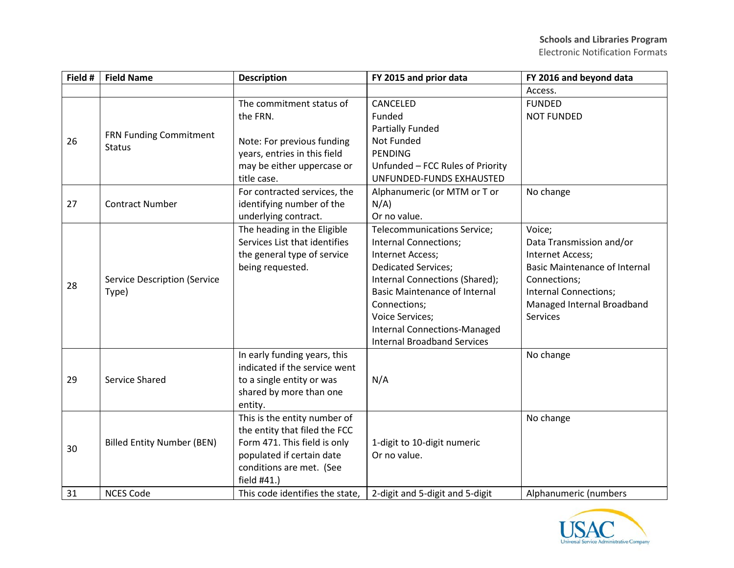| Field # | Field Name | Description | FY 2015 and prior data | FY 2016 and beyond data |
|---|---|---|---|---|
| | | | | Access. |
| 26 | FRN Funding Commitment Status | The commitment status of the FRN.<br><br>Note: For previous funding years, entries in this field may be either uppercase or title case. | CANCELED<br>Funded<br>Partially Funded<br>Not Funded<br>PENDING<br>Unfunded – FCC Rules of Priority<br>UNFUNDED-FUNDS EXHAUSTED | FUNDED<br>NOT FUNDED |
| 27 | Contract Number | For contracted services, the identifying number of the underlying contract. | Alphanumeric (or MTM or T or N/A)<br>Or no value. | No change |
| 28 | Service Description (Service Type) | The heading in the Eligible Services List that identifies the general type of service being requested. | Telecommunications Service;<br>Internal Connections;<br>Internet Access;<br>Dedicated Services;<br>Internal Connections (Shared);<br>Basic Maintenance of Internal Connections;<br>Voice Services;<br>Internal Connections-Managed Internal Broadband Services | Voice;<br>Data Transmission and/or Internet Access;<br>Basic Maintenance of Internal Connections;<br>Internal Connections;<br>Managed Internal Broadband Services |
| 29 | Service Shared | In early funding years, this indicated if the service went to a single entity or was shared by more than one entity. | N/A | No change |
| 30 | Billed Entity Number (BEN) | This is the entity number of the entity that filed the FCC Form 471. This field is only populated if certain date conditions are met. (See field #41.) | 1-digit to 10-digit numeric<br>Or no value. | No change |
| 31 | NCES Code | This code identifies the state, | 2-digit and 5-digit and 5-digit | Alphanumeric (numbers |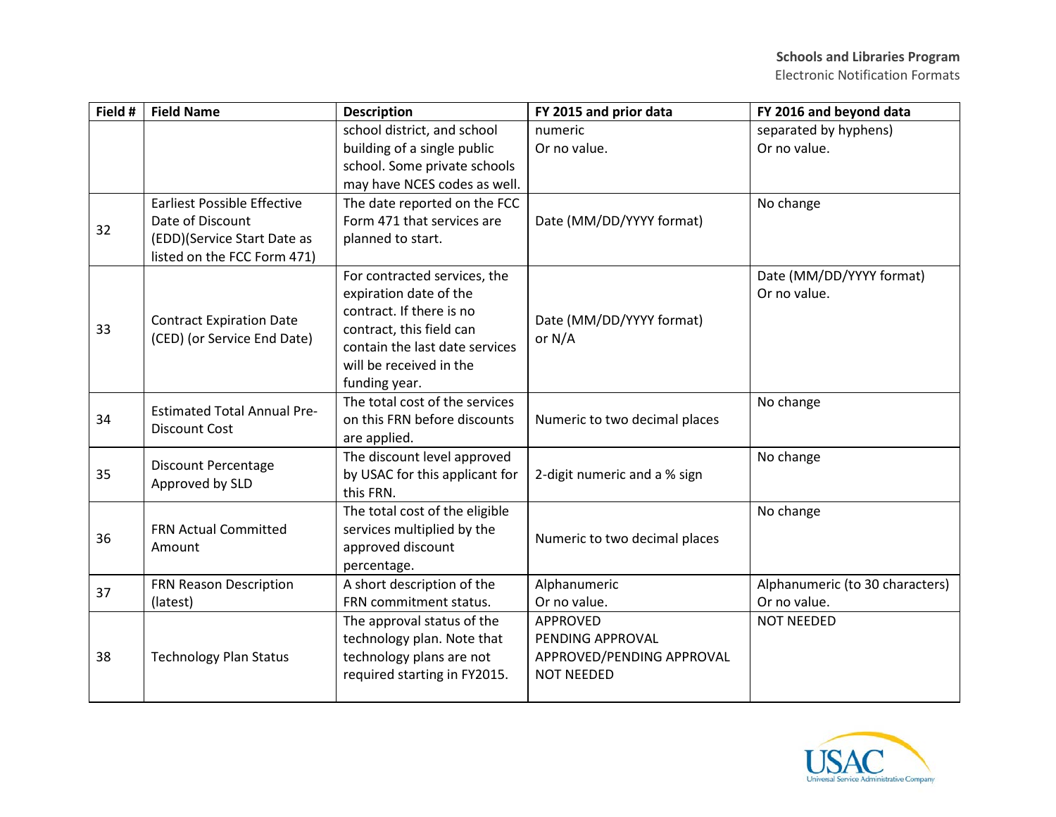| Field # | Field Name | Description | FY 2015 and prior data | FY 2016 and beyond data |
|---|---|---|---|---|
| | | school district, and school building of a single public school. Some private schools may have NCES codes as well. | numeric<br>Or no value. | separated by hyphens)<br>Or no value. |
| 32 | Earliest Possible Effective Date of Discount (EDD)(Service Start Date as listed on the FCC Form 471) | The date reported on the FCC Form 471 that services are planned to start. | Date (MM/DD/YYYY format) | No change |
| 33 | Contract Expiration Date (CED) (or Service End Date) | For contracted services, the expiration date of the contract. If there is no contract, this field can contain the last date services will be received in the funding year. | Date (MM/DD/YYYY format) or N/A | Date (MM/DD/YYYY format)<br>Or no value. |
| 34 | Estimated Total Annual Pre-Discount Cost | The total cost of the services on this FRN before discounts are applied. | Numeric to two decimal places | No change |
| 35 | Discount Percentage Approved by SLD | The discount level approved by USAC for this applicant for this FRN. | 2-digit numeric and a % sign | No change |
| 36 | FRN Actual Committed Amount | The total cost of the eligible services multiplied by the approved discount percentage. | Numeric to two decimal places | No change |
| 37 | FRN Reason Description (latest) | A short description of the FRN commitment status. | Alphanumeric<br>Or no value. | Alphanumeric (to 30 characters)<br>Or no value. |
| 38 | Technology Plan Status | The approval status of the technology plan. Note that technology plans are not required starting in FY2015. | APPROVED<br>PENDING APPROVAL<br>APPROVED/PENDING APPROVAL<br>NOT NEEDED | NOT NEEDED |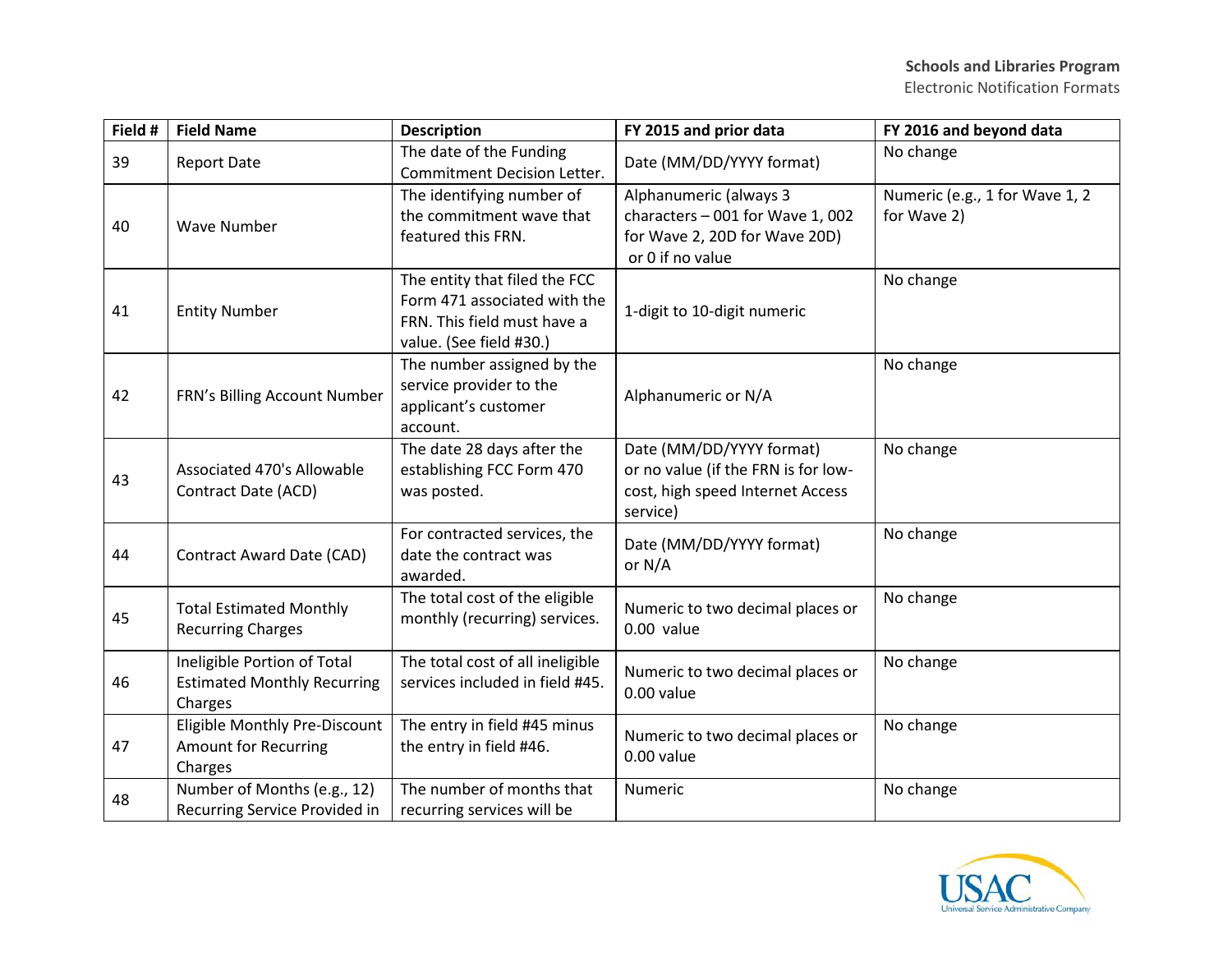| Field # | Field Name | Description | FY 2015 and prior data | FY 2016 and beyond data |
|---|---|---|---|---|
| 39 | Report Date | The date of the Funding Commitment Decision Letter. | Date (MM/DD/YYYY format) | No change |
| 40 | Wave Number | The identifying number of the commitment wave that featured this FRN. | Alphanumeric (always 3 characters – 001 for Wave 1, 002 for Wave 2, 20D for Wave 20D) or 0 if no value | Numeric (e.g., 1 for Wave 1, 2 for Wave 2) |
| 41 | Entity Number | The entity that filed the FCC Form 471 associated with the FRN. This field must have a value. (See field #30.) | 1-digit to 10-digit numeric | No change |
| 42 | FRN's Billing Account Number | The number assigned by the service provider to the applicant's customer account. | Alphanumeric or N/A | No change |
| 43 | Associated 470's Allowable Contract Date (ACD) | The date 28 days after the establishing FCC Form 470 was posted. | Date (MM/DD/YYYY format) or no value (if the FRN is for low-cost, high speed Internet Access service) | No change |
| 44 | Contract Award Date (CAD) | For contracted services, the date the contract was awarded. | Date (MM/DD/YYYY format) or N/A | No change |
| 45 | Total Estimated Monthly Recurring Charges | The total cost of the eligible monthly (recurring) services. | Numeric to two decimal places or 0.00 value | No change |
| 46 | Ineligible Portion of Total Estimated Monthly Recurring Charges | The total cost of all ineligible services included in field #45. | Numeric to two decimal places or 0.00 value | No change |
| 47 | Eligible Monthly Pre-Discount Amount for Recurring Charges | The entry in field #45 minus the entry in field #46. | Numeric to two decimal places or 0.00 value | No change |
| 48 | Number of Months (e.g., 12) Recurring Service Provided in | The number of months that recurring services will be | Numeric | No change |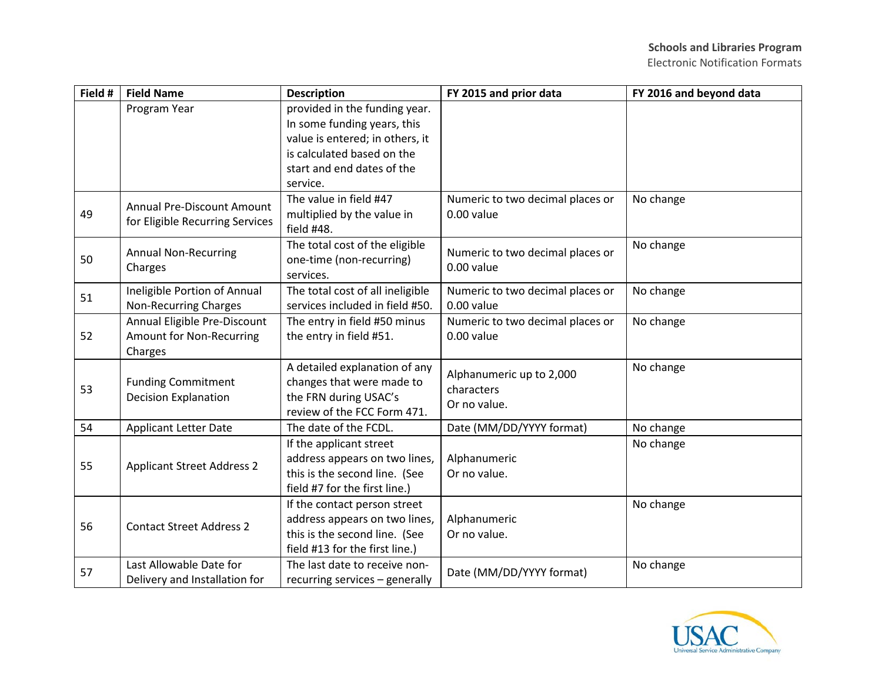| Field # | Field Name | Description | FY 2015 and prior data | FY 2016 and beyond data |
|---|---|---|---|---|
| | Program Year | provided in the funding year. In some funding years, this value is entered; in others, it is calculated based on the start and end dates of the service. | | |
| 49 | Annual Pre-Discount Amount for Eligible Recurring Services | The value in field #47 multiplied by the value in field #48. | Numeric to two decimal places or 0.00 value | No change |
| 50 | Annual Non-Recurring Charges | The total cost of the eligible one-time (non-recurring) services. | Numeric to two decimal places or 0.00 value | No change |
| 51 | Ineligible Portion of Annual Non-Recurring Charges | The total cost of all ineligible services included in field #50. | Numeric to two decimal places or 0.00 value | No change |
| 52 | Annual Eligible Pre-Discount Amount for Non-Recurring Charges | The entry in field #50 minus the entry in field #51. | Numeric to two decimal places or 0.00 value | No change |
| 53 | Funding Commitment Decision Explanation | A detailed explanation of any changes that were made to the FRN during USAC's review of the FCC Form 471. | Alphanumeric up to 2,000 characters Or no value. | No change |
| 54 | Applicant Letter Date | The date of the FCDL. | Date (MM/DD/YYYY format) | No change |
| 55 | Applicant Street Address 2 | If the applicant street address appears on two lines, this is the second line. (See field #7 for the first line.) | Alphanumeric Or no value. | No change |
| 56 | Contact Street Address 2 | If the contact person street address appears on two lines, this is the second line. (See field #13 for the first line.) | Alphanumeric Or no value. | No change |
| 57 | Last Allowable Date for Delivery and Installation for | The last date to receive non-recurring services – generally | Date (MM/DD/YYYY format) | No change |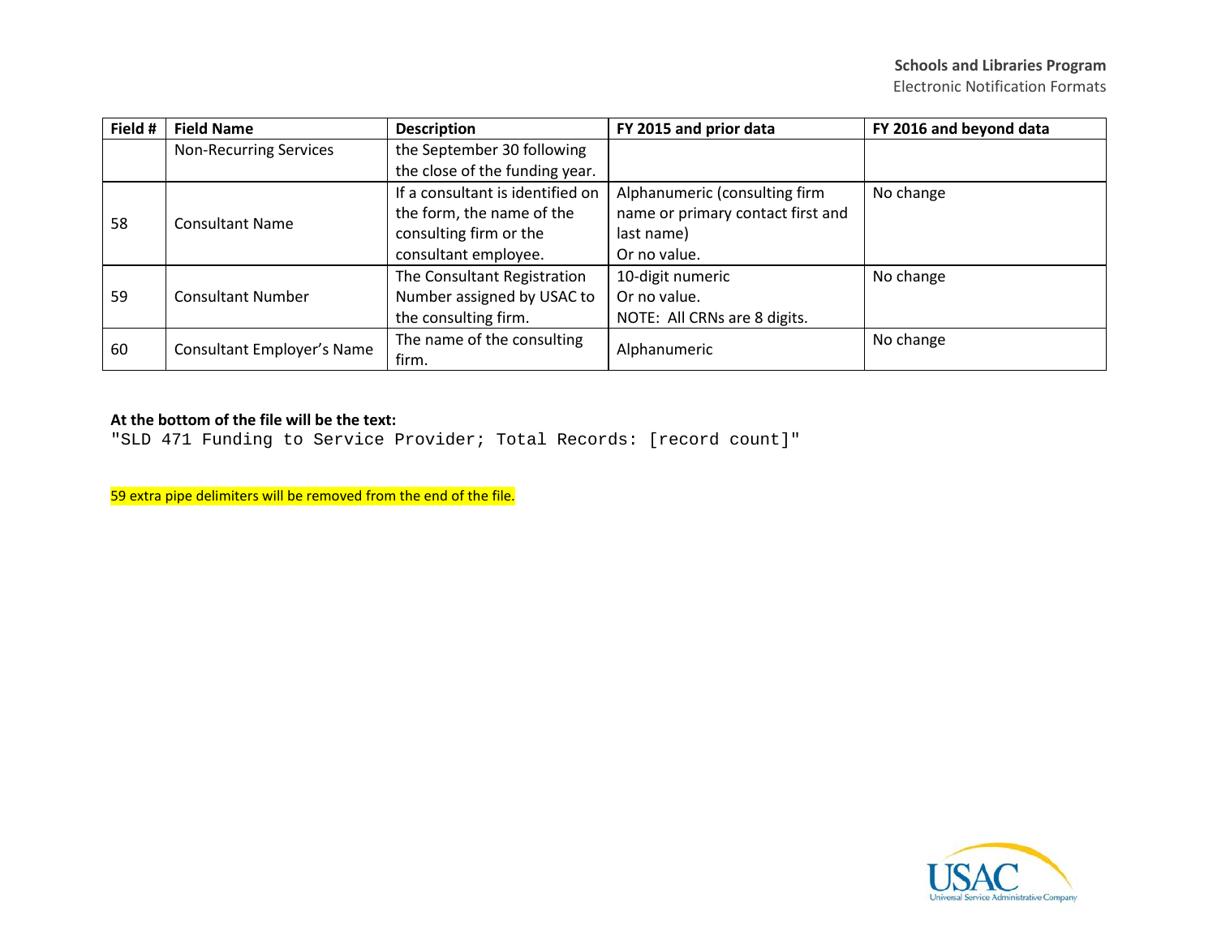| Field # | Field Name | Description | FY 2015 and prior data | FY 2016 and beyond data |
|---|---|---|---|---|
| | Non-Recurring Services | the September 30 following the close of the funding year. | | |
| 58 | Consultant Name | If a consultant is identified on the form, the name of the consulting firm or the consultant employee. | Alphanumeric (consulting firm name or primary contact first and last name)<br>Or no value. | No change |
| 59 | Consultant Number | The Consultant Registration Number assigned by USAC to the consulting firm. | 10-digit numeric<br>Or no value.<br>NOTE: All CRNs are 8 digits. | No change |
| 60 | Consultant Employer's Name | The name of the consulting firm. | Alphanumeric | No change |

**At the bottom of the file will be the text:**

```
"SLD 471 Funding to Service Provider; Total Records: [record count]"
```

59 extra pipe delimiters will be removed from the end of the file.